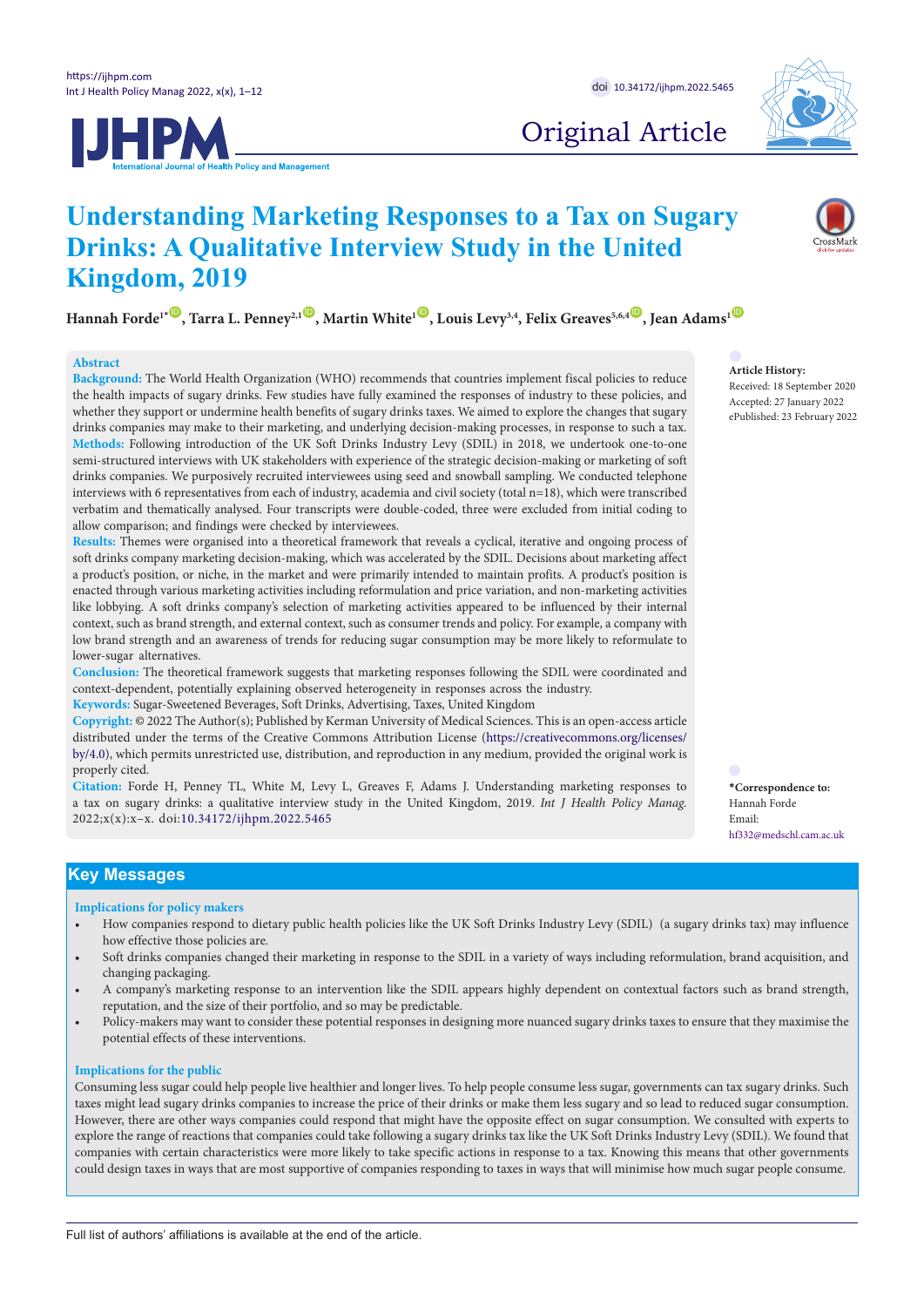Original Article

# Understanding Marketing Responses to a Tax on Sugary Drinks: A Qualitative Interview Study in the United Kingdom, 2019

**Hannah Forde[1*], Tarra L. Penney[2,1], Martin White[1], Louis Levy[3,4], Felix Greaves[5,6,4], Jean Adams[1]**

## Abstract

**Background:** The World Health Organization (WHO) recommends that countries implement fiscal policies to reduce the health impacts of sugary drinks. Few studies have fully examined the responses of industry to these policies, and whether they support or undermine health benefits of sugary drinks taxes. We aimed to explore the changes that sugary drinks companies may make to their marketing, and underlying decision-making processes, in response to such a tax.

**Methods:** Following introduction of the UK Soft Drinks Industry Levy (SDIL) in 2018, we undertook one-to-one semi-structured interviews with UK stakeholders with experience of the strategic decision-making or marketing of soft drinks companies. We purposively recruited interviewees using seed and snowball sampling. We conducted telephone interviews with 6 representatives from each of industry, academia and civil society (total n=18), which were transcribed verbatim and thematically analysed. Four transcripts were double-coded, three were excluded from initial coding to allow comparison; and findings were checked by interviewees.

**Results:** Themes were organised into a theoretical framework that reveals a cyclical, iterative and ongoing process of soft drinks company marketing decision-making, which was accelerated by the SDIL. Decisions about marketing affect a product's position, or niche, in the market and were primarily intended to maintain profits. A product's position is enacted through various marketing activities including reformulation and price variation, and non-marketing activities like lobbying. A soft drinks company's selection of marketing activities appeared to be influenced by their internal context, such as brand strength, and external context, such as consumer trends and policy. For example, a company with low brand strength and an awareness of trends for reducing sugar consumption may be more likely to reformulate to lower-sugar alternatives.

**Conclusion:** The theoretical framework suggests that marketing responses following the SDIL were coordinated and context-dependent, potentially explaining observed heterogeneity in responses across the industry.

**Keywords:** Sugar-Sweetened Beverages, Soft Drinks, Advertising, Taxes, United Kingdom

**Copyright:** © 2022 The Author(s); Published by Kerman University of Medical Sciences. This is an open-access article distributed under the terms of the Creative Commons Attribution License (https://creativecommons.org/licenses/by/4.0), which permits unrestricted use, distribution, and reproduction in any medium, provided the original work is properly cited.

**Citation:** Forde H, Penney TL, White M, Levy L, Greaves F, Adams J. Understanding marketing responses to a tax on sugary drinks: a qualitative interview study in the United Kingdom, 2019. *Int J Health Policy Manag.* 2022;x(x):x–x. doi:10.34172/ijhpm.2022.5465

**Article History:**
Received: 18 September 2020
Accepted: 27 January 2022
ePublished: 23 February 2022

**\*Correspondence to:**
Hannah Forde
Email: hf332@medschl.cam.ac.uk

## Key Messages

### Implications for policy makers

- How companies respond to dietary public health policies like the UK Soft Drinks Industry Levy (SDIL) (a sugary drinks tax) may influence how effective those policies are.
- Soft drinks companies changed their marketing in response to the SDIL in a variety of ways including reformulation, brand acquisition, and changing packaging.
- A company's marketing response to an intervention like the SDIL appears highly dependent on contextual factors such as brand strength, reputation, and the size of their portfolio, and so may be predictable.
- Policy-makers may want to consider these potential responses in designing more nuanced sugary drinks taxes to ensure that they maximise the potential effects of these interventions.

### Implications for the public

Consuming less sugar could help people live healthier and longer lives. To help people consume less sugar, governments can tax sugary drinks. Such taxes might lead sugary drinks companies to increase the price of their drinks or make them less sugary and so lead to reduced sugar consumption. However, there are other ways companies could respond that might have the opposite effect on sugar consumption. We consulted with experts to explore the range of reactions that companies could take following a sugary drinks tax like the UK Soft Drinks Industry Levy (SDIL). We found that companies with certain characteristics were more likely to take specific actions in response to a tax. Knowing this means that other governments could design taxes in ways that are most supportive of companies responding to taxes in ways that will minimise how much sugar people consume.

Full list of authors' affiliations is available at the end of the article.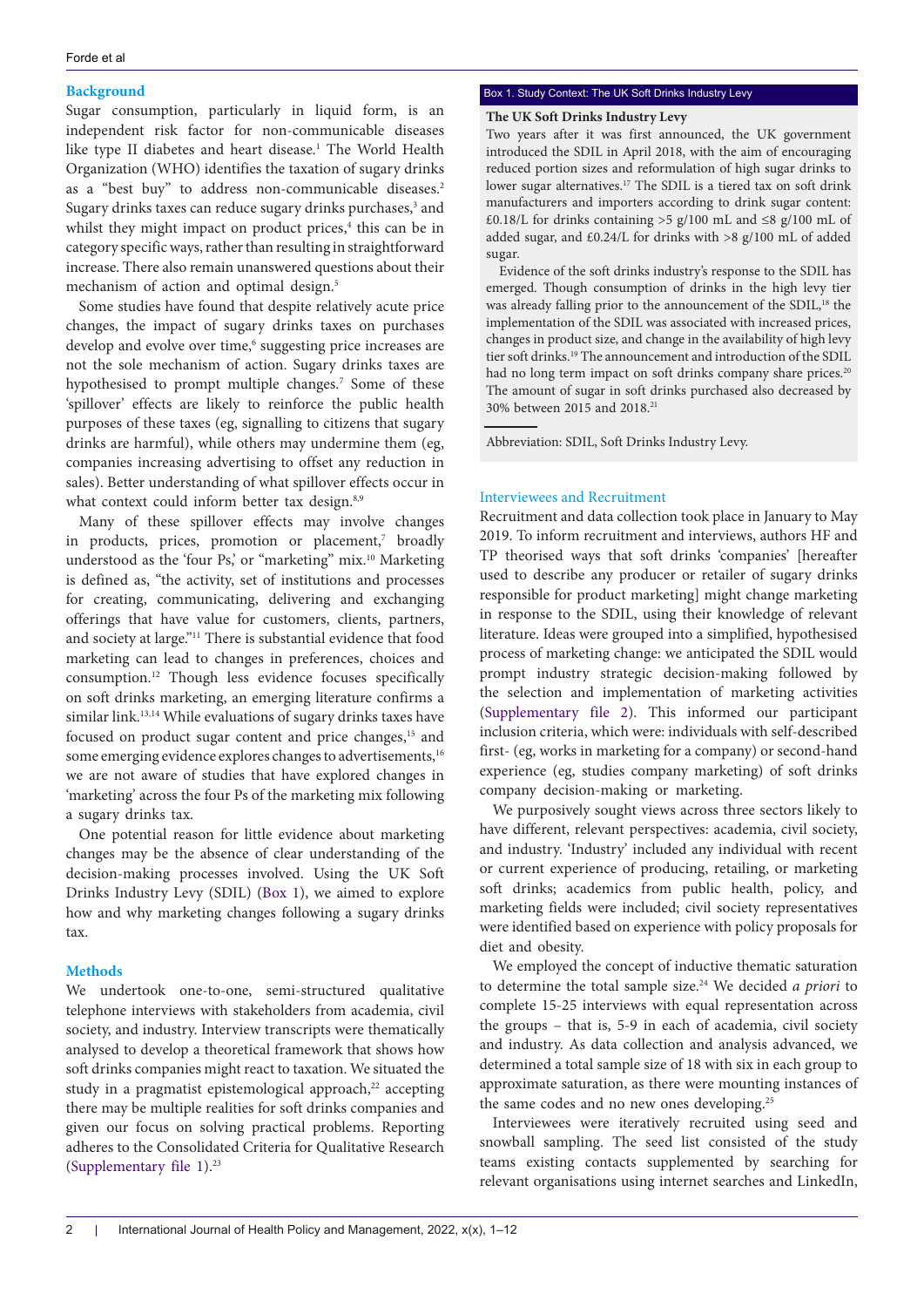## Background

Sugar consumption, particularly in liquid form, is an independent risk factor for non-communicable diseases like type II diabetes and heart disease.[1] The World Health Organization (WHO) identifies the taxation of sugary drinks as a "best buy" to address non-communicable diseases.[2] Sugary drinks taxes can reduce sugary drinks purchases,[3] and whilst they might impact on product prices,[4] this can be in category specific ways, rather than resulting in straightforward increase. There also remain unanswered questions about their mechanism of action and optimal design.[5]

Some studies have found that despite relatively acute price changes, the impact of sugary drinks taxes on purchases develop and evolve over time,[6] suggesting price increases are not the sole mechanism of action. Sugary drinks taxes are hypothesised to prompt multiple changes.[7] Some of these 'spillover' effects are likely to reinforce the public health purposes of these taxes (eg, signalling to citizens that sugary drinks are harmful), while others may undermine them (eg, companies increasing advertising to offset any reduction in sales). Better understanding of what spillover effects occur in what context could inform better tax design.[8,9]

Many of these spillover effects may involve changes in products, prices, promotion or placement,[7] broadly understood as the 'four Ps,' or "marketing" mix.[10] Marketing is defined as, "the activity, set of institutions and processes for creating, communicating, delivering and exchanging offerings that have value for customers, clients, partners, and society at large."[11] There is substantial evidence that food marketing can lead to changes in preferences, choices and consumption.[12] Though less evidence focuses specifically on soft drinks marketing, an emerging literature confirms a similar link.[13,14] While evaluations of sugary drinks taxes have focused on product sugar content and price changes,[15] and some emerging evidence explores changes to advertisements,[16] we are not aware of studies that have explored changes in 'marketing' across the four Ps of the marketing mix following a sugary drinks tax.

One potential reason for little evidence about marketing changes may be the absence of clear understanding of the decision-making processes involved. Using the UK Soft Drinks Industry Levy (SDIL) (Box 1), we aimed to explore how and why marketing changes following a sugary drinks tax.

## Methods

We undertook one-to-one, semi-structured qualitative telephone interviews with stakeholders from academia, civil society, and industry. Interview transcripts were thematically analysed to develop a theoretical framework that shows how soft drinks companies might react to taxation. We situated the study in a pragmatist epistemological approach,[22] accepting there may be multiple realities for soft drinks companies and given our focus on solving practical problems. Reporting adheres to the Consolidated Criteria for Qualitative Research (Supplementary file 1).[23]

> **Box 1. Study Context: The UK Soft Drinks Industry Levy**
>
> **The UK Soft Drinks Industry Levy**
>
> Two years after it was first announced, the UK government introduced the SDIL in April 2018, with the aim of encouraging reduced portion sizes and reformulation of high sugar drinks to lower sugar alternatives.[17] The SDIL is a tiered tax on soft drink manufacturers and importers according to drink sugar content: £0.18/L for drinks containing >5 g/100 mL and ≤8 g/100 mL of added sugar, and £0.24/L for drinks with >8 g/100 mL of added sugar.
>
> Evidence of the soft drinks industry's response to the SDIL has emerged. Though consumption of drinks in the high levy tier was already falling prior to the announcement of the SDIL,[18] the implementation of the SDIL was associated with increased prices, changes in product size, and change in the availability of high levy tier soft drinks.[19] The announcement and introduction of the SDIL had no long term impact on soft drinks company share prices.[20] The amount of sugar in soft drinks purchased also decreased by 30% between 2015 and 2018.[21]
>
> Abbreviation: SDIL, Soft Drinks Industry Levy.

### Interviewees and Recruitment

Recruitment and data collection took place in January to May 2019. To inform recruitment and interviews, authors HF and TP theorised ways that soft drinks 'companies' [hereafter used to describe any producer or retailer of sugary drinks responsible for product marketing] might change marketing in response to the SDIL, using their knowledge of relevant literature. Ideas were grouped into a simplified, hypothesised process of marketing change: we anticipated the SDIL would prompt industry strategic decision-making followed by the selection and implementation of marketing activities (Supplementary file 2). This informed our participant inclusion criteria, which were: individuals with self-described first- (eg, works in marketing for a company) or second-hand experience (eg, studies company marketing) of soft drinks company decision-making or marketing.

We purposively sought views across three sectors likely to have different, relevant perspectives: academia, civil society, and industry. 'Industry' included any individual with recent or current experience of producing, retailing, or marketing soft drinks; academics from public health, policy, and marketing fields were included; civil society representatives were identified based on experience with policy proposals for diet and obesity.

We employed the concept of inductive thematic saturation to determine the total sample size.[24] We decided *a priori* to complete 15-25 interviews with equal representation across the groups – that is, 5-9 in each of academia, civil society and industry. As data collection and analysis advanced, we determined a total sample size of 18 with six in each group to approximate saturation, as there were mounting instances of the same codes and no new ones developing.[25]

Interviewees were iteratively recruited using seed and snowball sampling. The seed list consisted of the study teams existing contacts supplemented by searching for relevant organisations using internet searches and LinkedIn,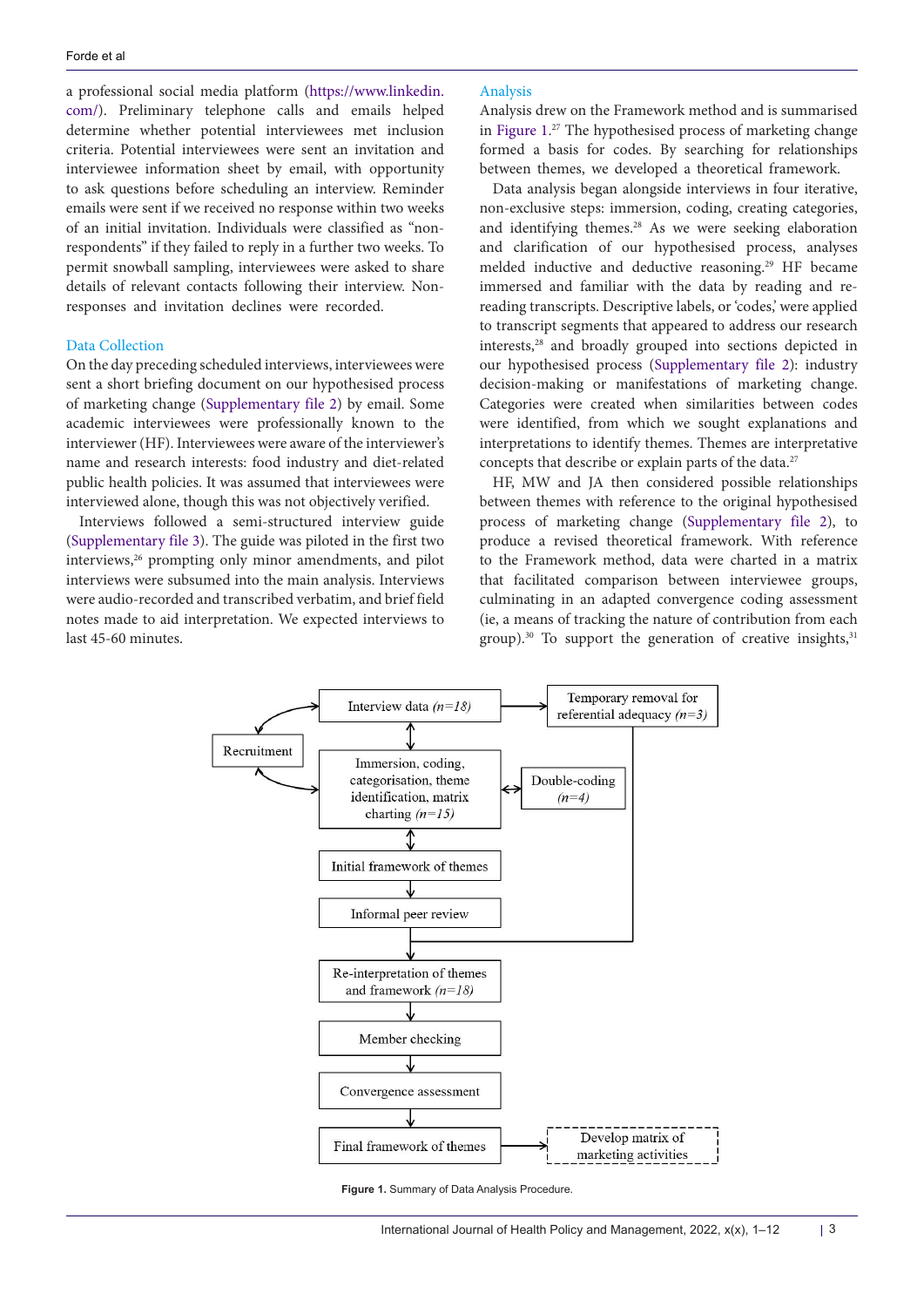a professional social media platform (https://www.linkedin.com/). Preliminary telephone calls and emails helped determine whether potential interviewees met inclusion criteria. Potential interviewees were sent an invitation and interviewee information sheet by email, with opportunity to ask questions before scheduling an interview. Reminder emails were sent if we received no response within two weeks of an initial invitation. Individuals were classified as "non-respondents" if they failed to reply in a further two weeks. To permit snowball sampling, interviewees were asked to share details of relevant contacts following their interview. Non-responses and invitation declines were recorded.

### Data Collection

On the day preceding scheduled interviews, interviewees were sent a short briefing document on our hypothesised process of marketing change (Supplementary file 2) by email. Some academic interviewees were professionally known to the interviewer (HF). Interviewees were aware of the interviewer's name and research interests: food industry and diet-related public health policies. It was assumed that interviewees were interviewed alone, though this was not objectively verified.

Interviews followed a semi-structured interview guide (Supplementary file 3). The guide was piloted in the first two interviews,[26] prompting only minor amendments, and pilot interviews were subsumed into the main analysis. Interviews were audio-recorded and transcribed verbatim, and brief field notes made to aid interpretation. We expected interviews to last 45-60 minutes.

### Analysis

Analysis drew on the Framework method and is summarised in Figure 1.[27] The hypothesised process of marketing change formed a basis for codes. By searching for relationships between themes, we developed a theoretical framework.

Data analysis began alongside interviews in four iterative, non-exclusive steps: immersion, coding, creating categories, and identifying themes.[28] As we were seeking elaboration and clarification of our hypothesised process, analyses melded inductive and deductive reasoning.[29] HF became immersed and familiar with the data by reading and re-reading transcripts. Descriptive labels, or 'codes,' were applied to transcript segments that appeared to address our research interests,[28] and broadly grouped into sections depicted in our hypothesised process (Supplementary file 2): industry decision-making or manifestations of marketing change. Categories were created when similarities between codes were identified, from which we sought explanations and interpretations to identify themes. Themes are interpretative concepts that describe or explain parts of the data.[27]

HF, MW and JA then considered possible relationships between themes with reference to the original hypothesised process of marketing change (Supplementary file 2), to produce a revised theoretical framework. With reference to the Framework method, data were charted in a matrix that facilitated comparison between interviewee groups, culminating in an adapted convergence coding assessment (ie, a means of tracking the nature of contribution from each group).[30] To support the generation of creative insights,[31]

Recruitment ↔ Interview data (*n=18*) → Temporary removal for referential adequacy (*n=3*)

Interview data (*n=18*) ↕ Immersion, coding, categorisation, theme identification, matrix charting (*n=15*) ↔ Double-coding (*n=4*)

↕ Initial framework of themes → Informal peer review → Re-interpretation of themes and framework (*n=18*) → Member checking → Convergence assessment → Final framework of themes → Develop matrix of marketing activities

**Figure 1.** Summary of Data Analysis Procedure.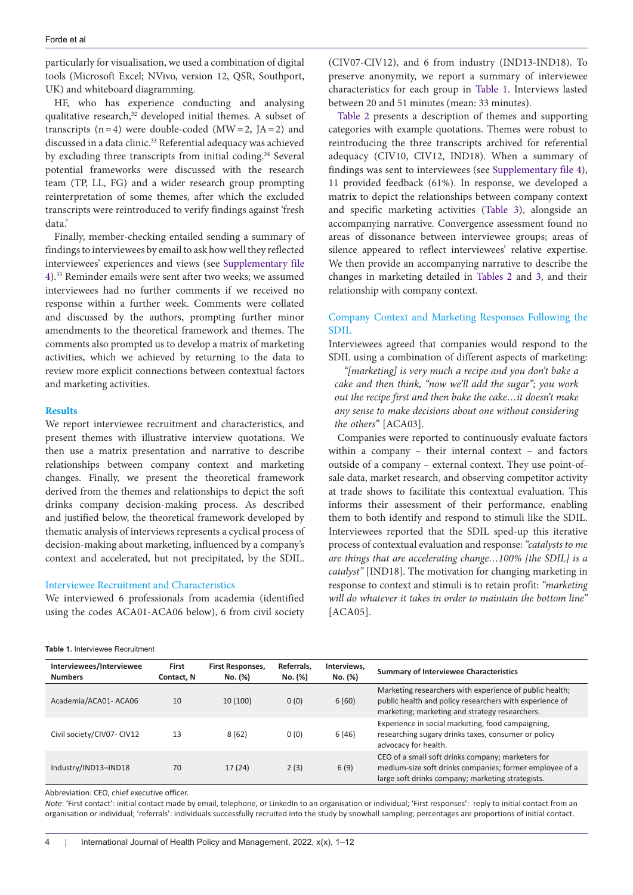particularly for visualisation, we used a combination of digital tools (Microsoft Excel; NVivo, version 12, QSR, Southport, UK) and whiteboard diagramming.

HF, who has experience conducting and analysing qualitative research,[32] developed initial themes. A subset of transcripts (n = 4) were double-coded (MW = 2, JA = 2) and discussed in a data clinic.[33] Referential adequacy was achieved by excluding three transcripts from initial coding.[34] Several potential frameworks were discussed with the research team (TP, LL, FG) and a wider research group prompting reinterpretation of some themes, after which the excluded transcripts were reintroduced to verify findings against 'fresh data.'

Finally, member-checking entailed sending a summary of findings to interviewees by email to ask how well they reflected interviewees' experiences and views (see Supplementary file 4).[35] Reminder emails were sent after two weeks; we assumed interviewees had no further comments if we received no response within a further week. Comments were collated and discussed by the authors, prompting further minor amendments to the theoretical framework and themes. The comments also prompted us to develop a matrix of marketing activities, which we achieved by returning to the data to review more explicit connections between contextual factors and marketing activities.

## Results

We report interviewee recruitment and characteristics, and present themes with illustrative interview quotations. We then use a matrix presentation and narrative to describe relationships between company context and marketing changes. Finally, we present the theoretical framework derived from the themes and relationships to depict the soft drinks company decision-making process. As described and justified below, the theoretical framework developed by thematic analysis of interviews represents a cyclical process of decision-making about marketing, influenced by a company's context and accelerated, but not precipitated, by the SDIL.

### Interviewee Recruitment and Characteristics

We interviewed 6 professionals from academia (identified using the codes ACA01-ACA06 below), 6 from civil society (CIV07-CIV12), and 6 from industry (IND13-IND18). To preserve anonymity, we report a summary of interviewee characteristics for each group in Table 1. Interviews lasted between 20 and 51 minutes (mean: 33 minutes).

Table 2 presents a description of themes and supporting categories with example quotations. Themes were robust to reintroducing the three transcripts archived for referential adequacy (CIV10, CIV12, IND18). When a summary of findings was sent to interviewees (see Supplementary file 4), 11 provided feedback (61%). In response, we developed a matrix to depict the relationships between company context and specific marketing activities (Table 3), alongside an accompanying narrative. Convergence assessment found no areas of dissonance between interviewee groups; areas of silence appeared to reflect interviewees' relative expertise. We then provide an accompanying narrative to describe the changes in marketing detailed in Tables 2 and 3, and their relationship with company context.

### Company Context and Marketing Responses Following the SDIL

Interviewees agreed that companies would respond to the SDIL using a combination of different aspects of marketing:

> *"[marketing] is very much a recipe and you don't bake a cake and then think, "now we'll add the sugar"; you work out the recipe first and then bake the cake…it doesn't make any sense to make decisions about one without considering the others"* [ACA03].

Companies were reported to continuously evaluate factors within a company – their internal context – and factors outside of a company – external context. They use point-of-sale data, market research, and observing competitor activity at trade shows to facilitate this contextual evaluation. This informs their assessment of their performance, enabling them to both identify and respond to stimuli like the SDIL. Interviewees reported that the SDIL sped-up this iterative process of contextual evaluation and response: *"catalysts to me are things that are accelerating change…100% [the SDIL] is a catalyst"* [IND18]. The motivation for changing marketing in response to context and stimuli is to retain profit: *"marketing will do whatever it takes in order to maintain the bottom line"* [ACA05].

**Table 1.** Interviewee Recruitment

| Interviewees/Interviewee Numbers | First Contact, N | First Responses, No. (%) | Referrals, No. (%) | Interviews, No. (%) | Summary of Interviewee Characteristics |
|---|---|---|---|---|---|
| Academia/ACA01- ACA06 | 10 | 10 (100) | 0 (0) | 6 (60) | Marketing researchers with experience of public health; public health and policy researchers with experience of marketing; marketing and strategy researchers. |
| Civil society/CIV07- CIV12 | 13 | 8 (62) | 0 (0) | 6 (46) | Experience in social marketing, food campaigning, researching sugary drinks taxes, consumer or policy advocacy for health. |
| Industry/IND13–IND18 | 70 | 17 (24) | 2 (3) | 6 (9) | CEO of a small soft drinks company; marketers for medium-size soft drinks companies; former employee of a large soft drinks company; marketing strategists. |

Abbreviation: CEO, chief executive officer.

*Note*: 'First contact': initial contact made by email, telephone, or LinkedIn to an organisation or individual; 'First responses': reply to initial contact from an organisation or individual; 'referrals': individuals successfully recruited into the study by snowball sampling; percentages are proportions of initial contact.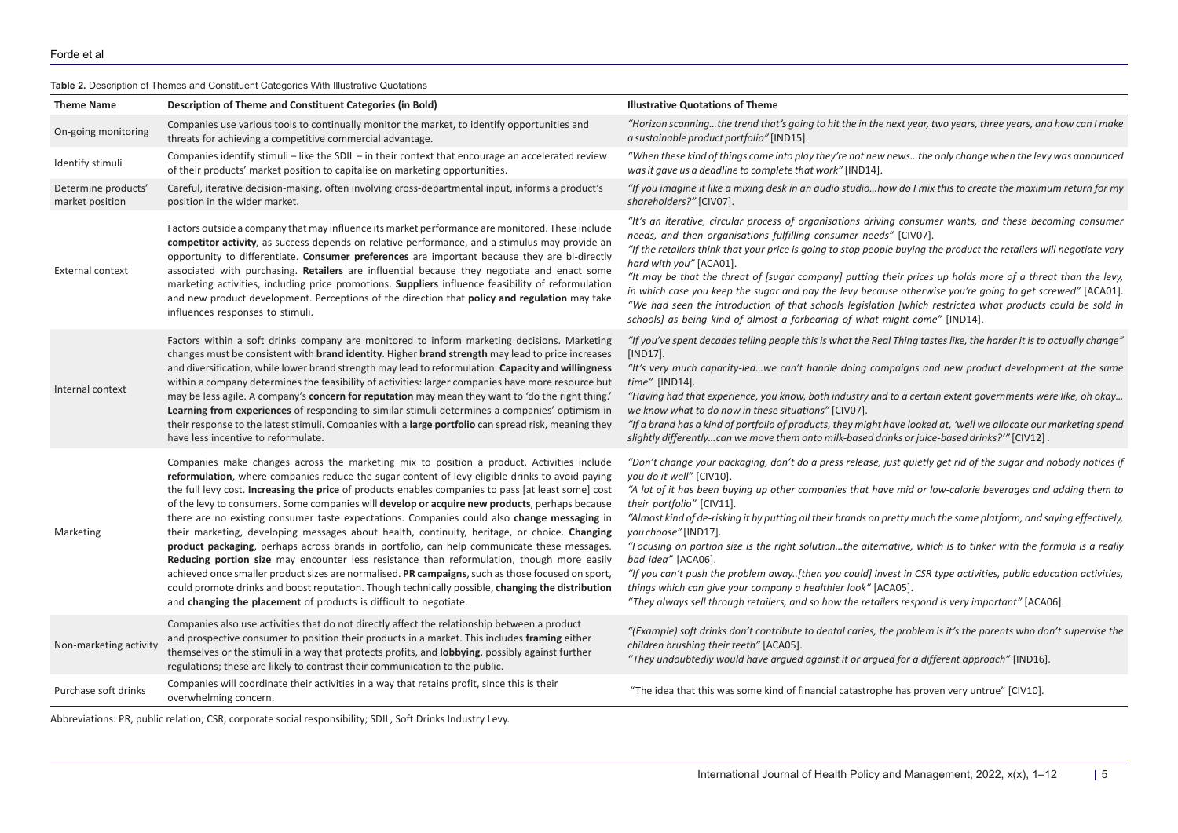**Table 2.** Description of Themes and Constituent Categories With Illustrative Quotations

| Theme Name | Description of Theme and Constituent Categories (in Bold) | Illustrative Quotations of Theme |
| --- | --- | --- |
| On-going monitoring | Companies use various tools to continually monitor the market, to identify opportunities and threats for achieving a competitive commercial advantage. | *"Horizon scanning…the trend that's going to hit the in the next year, two years, three years, and how can I make a sustainable product portfolio"* [IND15]. |
| Identify stimuli | Companies identify stimuli – like the SDIL – in their context that encourage an accelerated review of their products' market position to capitalise on marketing opportunities. | *"When these kind of things come into play they're not new news…the only change when the levy was announced was it gave us a deadline to complete that work"* [IND14]. |
| Determine products' market position | Careful, iterative decision-making, often involving cross-departmental input, informs a product's position in the wider market. | *"If you imagine it like a mixing desk in an audio studio…how do I mix this to create the maximum return for my shareholders?"* [CIV07]. |
| External context | Factors outside a company that may influence its market performance are monitored. These include **competitor activity**, as success depends on relative performance, and a stimulus may provide an opportunity to differentiate. **Consumer preferences** are important because they are bi-directly associated with purchasing. **Retailers** are influential because they negotiate and enact some marketing activities, including price promotions. **Suppliers** influence feasibility of reformulation and new product development. Perceptions of the direction that **policy and regulation** may take influences responses to stimuli. | *"It's an iterative, circular process of organisations driving consumer wants, and these becoming consumer needs, and then organisations fulfilling consumer needs"* [CIV07].<br>*"If the retailers think that your price is going to stop people buying the product the retailers will negotiate very hard with you"* [ACA01].<br>*"It may be that the threat of [sugar company] putting their prices up holds more of a threat than the levy, in which case you keep the sugar and pay the levy because otherwise you're going to get screwed"* [ACA01].<br>*"We had seen the introduction of that schools legislation [which restricted what products could be sold in schools] as being kind of almost a forbearing of what might come"* [IND14]. |
| Internal context | Factors within a soft drinks company are monitored to inform marketing decisions. Marketing changes must be consistent with **brand identity**. Higher **brand strength** may lead to price increases and diversification, while lower brand strength may lead to reformulation. **Capacity and willingness** within a company determines the feasibility of activities: larger companies have more resource but may be less agile. A company's **concern for reputation** may mean they want to 'do the right thing.' **Learning from experiences** of responding to similar stimuli determines a companies' optimism in their response to the latest stimuli. Companies with a **large portfolio** can spread risk, meaning they have less incentive to reformulate. | *"If you've spent decades telling people this is what the Real Thing tastes like, the harder it is to actually change"* [IND17].<br>*"It's very much capacity-led…we can't handle doing campaigns and new product development at the same time"* [IND14].<br>*"Having had that experience, you know, both industry and to a certain extent governments were like, oh okay… we know what to do now in these situations"* [CIV07].<br>*"If a brand has a kind of portfolio of products, they might have looked at, 'well we allocate our marketing spend slightly differently…can we move them onto milk-based drinks or juice-based drinks?'"* [CIV12] . |
| Marketing | Companies make changes across the marketing mix to position a product. Activities include **reformulation**, where companies reduce the sugar content of levy-eligible drinks to avoid paying the full levy cost. **Increasing the price** of products enables companies to pass [at least some] cost of the levy to consumers. Some companies will **develop or acquire new products**, perhaps because there are no existing consumer taste expectations. Companies could also **change messaging** in their marketing, developing messages about health, continuity, heritage, or choice. **Changing product packaging**, perhaps across brands in portfolio, can help communicate these messages. **Reducing portion size** may encounter less resistance than reformulation, though more easily achieved once smaller product sizes are normalised. **PR campaigns**, such as those focused on sport, could promote drinks and boost reputation. Though technically possible, **changing the distribution** and **changing the placement** of products is difficult to negotiate. | *"Don't change your packaging, don't do a press release, just quietly get rid of the sugar and nobody notices if you do it well"* [CIV10].<br>*"A lot of it has been buying up other companies that have mid or low-calorie beverages and adding them to their portfolio"* [CIV11].<br>*"Almost kind of de-risking it by putting all their brands on pretty much the same platform, and saying effectively, you choose"* [IND17].<br>*"Focusing on portion size is the right solution…the alternative, which is to tinker with the formula is a really bad idea"* [ACA06].<br>*"If you can't push the problem away..[then you could] invest in CSR type activities, public education activities, things which can give your company a healthier look"* [ACA05].<br>*"They always sell through retailers, and so how the retailers respond is very important"* [ACA06]. |
| Non-marketing activity | Companies also use activities that do not directly affect the relationship between a product and prospective consumer to position their products in a market. This includes **framing** either themselves or the stimuli in a way that protects profits, and **lobbying**, possibly against further regulations; these are likely to contrast their communication to the public. | *"(Example) soft drinks don't contribute to dental caries, the problem is it's the parents who don't supervise the children brushing their teeth"* [ACA05].<br>*"They undoubtedly would have argued against it or argued for a different approach"* [IND16]. |
| Purchase soft drinks | Companies will coordinate their activities in a way that retains profit, since this is their overwhelming concern. | "The idea that this was some kind of financial catastrophe has proven very untrue" [CIV10]. |

Abbreviations: PR, public relation; CSR, corporate social responsibility; SDIL, Soft Drinks Industry Levy.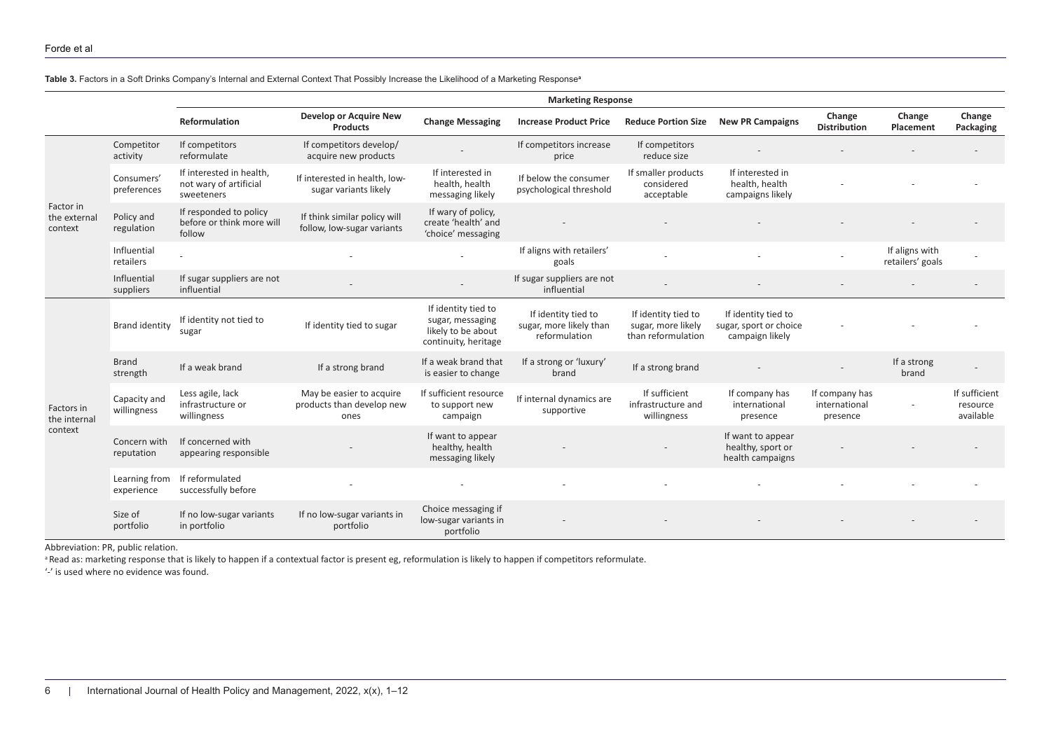**Table 3.** Factors in a Soft Drinks Company's Internal and External Context That Possibly Increase the Likelihood of a Marketing Response[a]

| | | Marketing Response | | | | | | | | |
|---|---|---|---|---|---|---|---|---|---|---|
| | | Reformulation | Develop or Acquire New Products | Change Messaging | Increase Product Price | Reduce Portion Size | New PR Campaigns | Change Distribution | Change Placement | Change Packaging |
| Factor in the external context | Competitor activity | If competitors reformulate | If competitors develop/ acquire new products | - | If competitors increase price | If competitors reduce size | - | - | - | - |
| | Consumers' preferences | If interested in health, not wary of artificial sweeteners | If interested in health, low-sugar variants likely | If interested in health, health messaging likely | If below the consumer psychological threshold | If smaller products considered acceptable | If interested in health, health campaigns likely | - | - | - |
| | Policy and regulation | If responded to policy before or think more will follow | If think similar policy will follow, low-sugar variants | If wary of policy, create 'health' and 'choice' messaging | - | - | - | - | - | - |
| | Influential retailers | - | - | - | If aligns with retailers' goals | - | - | - | If aligns with retailers' goals | - |
| | Influential suppliers | If sugar suppliers are not influential | - | - | If sugar suppliers are not influential | - | - | - | - | - |
| Factors in the internal context | Brand identity | If identity not tied to sugar | If identity tied to sugar | If identity tied to sugar, messaging likely to be about continuity, heritage | If identity tied to sugar, more likely than reformulation | If identity tied to sugar, more likely than reformulation | If identity tied to sugar, sport or choice campaign likely | - | - | - |
| | Brand strength | If a weak brand | If a strong brand | If a weak brand that is easier to change | If a strong or 'luxury' brand | If a strong brand | - | - | If a strong brand | - |
| | Capacity and willingness | Less agile, lack infrastructure or willingness | May be easier to acquire products than develop new ones | If sufficient resource to support new campaign | If internal dynamics are supportive | If sufficient infrastructure and willingness | If company has international presence | If company has international presence | - | If sufficient resource available |
| | Concern with reputation | If concerned with appearing responsible | - | If want to appear healthy, health messaging likely | - | - | If want to appear healthy, sport or health campaigns | - | - | - |
| | Learning from experience | If reformulated successfully before | - | - | - | - | - | - | - | - |
| | Size of portfolio | If no low-sugar variants in portfolio | If no low-sugar variants in portfolio | Choice messaging if low-sugar variants in portfolio | - | - | - | - | - | - |

Abbreviation: PR, public relation.

[a] Read as: marketing response that is likely to happen if a contextual factor is present eg, reformulation is likely to happen if competitors reformulate.

'-' is used where no evidence was found.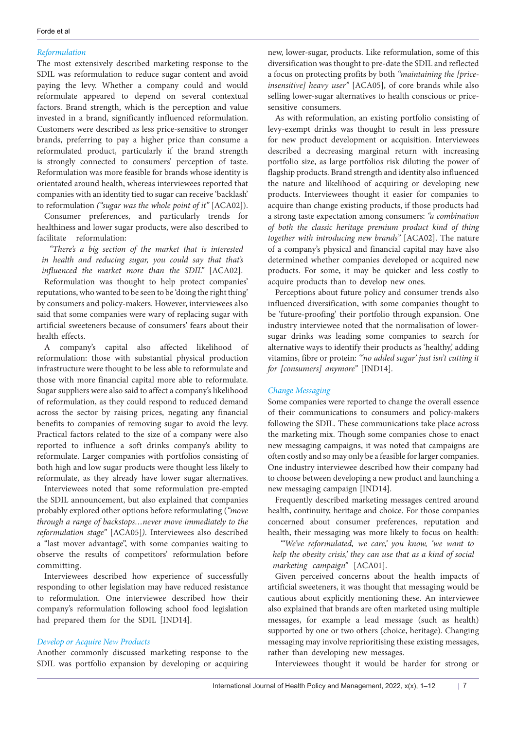### *Reformulation*

The most extensively described marketing response to the SDIL was reformulation to reduce sugar content and avoid paying the levy. Whether a company could and would reformulate appeared to depend on several contextual factors. Brand strength, which is the perception and value invested in a brand, significantly influenced reformulation. Customers were described as less price-sensitive to stronger brands, preferring to pay a higher price than consume a reformulated product, particularly if the brand strength is strongly connected to consumers' perception of taste. Reformulation was more feasible for brands whose identity is orientated around health, whereas interviewees reported that companies with an identity tied to sugar can receive 'backlash' to reformulation *("sugar was the whole point of it"* [ACA02]).

Consumer preferences, and particularly trends for healthiness and lower sugar products, were also described to facilitate reformulation:

> *"There's a big section of the market that is interested in health and reducing sugar, you could say that that's influenced the market more than the SDIL"* [ACA02].

Reformulation was thought to help protect companies' reputations, who wanted to be seen to be 'doing the right thing' by consumers and policy-makers. However, interviewees also said that some companies were wary of replacing sugar with artificial sweeteners because of consumers' fears about their health effects.

A company's capital also affected likelihood of reformulation: those with substantial physical production infrastructure were thought to be less able to reformulate and those with more financial capital more able to reformulate. Sugar suppliers were also said to affect a company's likelihood of reformulation, as they could respond to reduced demand across the sector by raising prices, negating any financial benefits to companies of removing sugar to avoid the levy. Practical factors related to the size of a company were also reported to influence a soft drinks company's ability to reformulate. Larger companies with portfolios consisting of both high and low sugar products were thought less likely to reformulate, as they already have lower sugar alternatives.

Interviewees noted that some reformulation pre-empted the SDIL announcement, but also explained that companies probably explored other options before reformulating (*"move through a range of backstops…never move immediately to the reformulation stage"* [ACA05]*)*. Interviewees also described a "last mover advantage", with some companies waiting to observe the results of competitors' reformulation before committing.

Interviewees described how experience of successfully responding to other legislation may have reduced resistance to reformulation. One interviewee described how their company's reformulation following school food legislation had prepared them for the SDIL [IND14].

### *Develop or Acquire New Products*

Another commonly discussed marketing response to the SDIL was portfolio expansion by developing or acquiring new, lower-sugar, products. Like reformulation, some of this diversification was thought to pre-date the SDIL and reflected a focus on protecting profits by both *"maintaining the [price-insensitive] heavy user"* [ACA05], of core brands while also selling lower-sugar alternatives to health conscious or price-sensitive consumers.

As with reformulation, an existing portfolio consisting of levy-exempt drinks was thought to result in less pressure for new product development or acquisition. Interviewees described a decreasing marginal return with increasing portfolio size, as large portfolios risk diluting the power of flagship products. Brand strength and identity also influenced the nature and likelihood of acquiring or developing new products. Interviewees thought it easier for companies to acquire than change existing products, if those products had a strong taste expectation among consumers: *"a combination of both the classic heritage premium product kind of thing together with introducing new brands"* [ACA02]. The nature of a company's physical and financial capital may have also determined whether companies developed or acquired new products. For some, it may be quicker and less costly to acquire products than to develop new ones.

Perceptions about future policy and consumer trends also influenced diversification, with some companies thought to be 'future-proofing' their portfolio through expansion. One industry interviewee noted that the normalisation of lower-sugar drinks was leading some companies to search for alternative ways to identify their products as 'healthy,' adding vitamins, fibre or protein: *"'no added sugar' just isn't cutting it for [consumers] anymore"* [IND14].

### *Change Messaging*

Some companies were reported to change the overall essence of their communications to consumers and policy-makers following the SDIL. These communications take place across the marketing mix. Though some companies chose to enact new messaging campaigns, it was noted that campaigns are often costly and so may only be a feasible for larger companies. One industry interviewee described how their company had to choose between developing a new product and launching a new messaging campaign [IND14].

Frequently described marketing messages centred around health, continuity, heritage and choice. For those companies concerned about consumer preferences, reputation and health, their messaging was more likely to focus on health:

> *"'We've reformulated, we care,' you know, 'we want to help the obesity crisis,' they can use that as a kind of social marketing campaign"* [ACA01].

Given perceived concerns about the health impacts of artificial sweeteners, it was thought that messaging would be cautious about explicitly mentioning these. An interviewee also explained that brands are often marketed using multiple messages, for example a lead message (such as health) supported by one or two others (choice, heritage). Changing messaging may involve reprioritising these existing messages, rather than developing new messages.

Interviewees thought it would be harder for strong or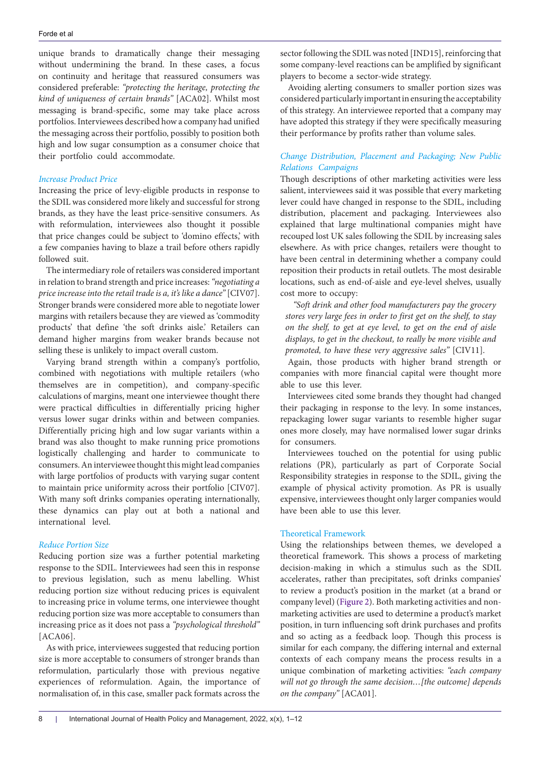unique brands to dramatically change their messaging without undermining the brand. In these cases, a focus on continuity and heritage that reassured consumers was considered preferable: *"protecting the heritage, protecting the kind of uniqueness of certain brands"* [ACA02]. Whilst most messaging is brand-specific, some may take place across portfolios. Interviewees described how a company had unified the messaging across their portfolio, possibly to position both high and low sugar consumption as a consumer choice that their portfolio could accommodate.

### *Increase Product Price*

Increasing the price of levy-eligible products in response to the SDIL was considered more likely and successful for strong brands, as they have the least price-sensitive consumers. As with reformulation, interviewees also thought it possible that price changes could be subject to 'domino effects,' with a few companies having to blaze a trail before others rapidly followed suit.

The intermediary role of retailers was considered important in relation to brand strength and price increases: *"negotiating a price increase into the retail trade is a, it's like a dance"* [CIV07]. Stronger brands were considered more able to negotiate lower margins with retailers because they are viewed as 'commodity products' that define 'the soft drinks aisle.' Retailers can demand higher margins from weaker brands because not selling these is unlikely to impact overall custom.

Varying brand strength within a company's portfolio, combined with negotiations with multiple retailers (who themselves are in competition), and company-specific calculations of margins, meant one interviewee thought there were practical difficulties in differentially pricing higher versus lower sugar drinks within and between companies. Differentially pricing high and low sugar variants within a brand was also thought to make running price promotions logistically challenging and harder to communicate to consumers. An interviewee thought this might lead companies with large portfolios of products with varying sugar content to maintain price uniformity across their portfolio [CIV07]. With many soft drinks companies operating internationally, these dynamics can play out at both a national and international level.

### *Reduce Portion Size*

Reducing portion size was a further potential marketing response to the SDIL. Interviewees had seen this in response to previous legislation, such as menu labelling. Whist reducing portion size without reducing prices is equivalent to increasing price in volume terms, one interviewee thought reducing portion size was more acceptable to consumers than increasing price as it does not pass a *"psychological threshold"* [ACA06].

As with price, interviewees suggested that reducing portion size is more acceptable to consumers of stronger brands than reformulation, particularly those with previous negative experiences of reformulation. Again, the importance of normalisation of, in this case, smaller pack formats across the sector following the SDIL was noted [IND15], reinforcing that some company-level reactions can be amplified by significant players to become a sector-wide strategy.

Avoiding alerting consumers to smaller portion sizes was considered particularly important in ensuring the acceptability of this strategy. An interviewee reported that a company may have adopted this strategy if they were specifically measuring their performance by profits rather than volume sales.

### *Change Distribution, Placement and Packaging; New Public Relations Campaigns*

Though descriptions of other marketing activities were less salient, interviewees said it was possible that every marketing lever could have changed in response to the SDIL, including distribution, placement and packaging. Interviewees also explained that large multinational companies might have recouped lost UK sales following the SDIL by increasing sales elsewhere. As with price changes, retailers were thought to have been central in determining whether a company could reposition their products in retail outlets. The most desirable locations, such as end-of-aisle and eye-level shelves, usually cost more to occupy:

> *"Soft drink and other food manufacturers pay the grocery stores very large fees in order to first get on the shelf, to stay on the shelf, to get at eye level, to get on the end of aisle displays, to get in the checkout, to really be more visible and promoted, to have these very aggressive sales"* [CIV11].

Again, those products with higher brand strength or companies with more financial capital were thought more able to use this lever.

Interviewees cited some brands they thought had changed their packaging in response to the levy. In some instances, repackaging lower sugar variants to resemble higher sugar ones more closely, may have normalised lower sugar drinks for consumers.

Interviewees touched on the potential for using public relations (PR), particularly as part of Corporate Social Responsibility strategies in response to the SDIL, giving the example of physical activity promotion. As PR is usually expensive, interviewees thought only larger companies would have been able to use this lever.

## Theoretical Framework

Using the relationships between themes, we developed a theoretical framework. This shows a process of marketing decision-making in which a stimulus such as the SDIL accelerates, rather than precipitates, soft drinks companies' to review a product's position in the market (at a brand or company level) (Figure 2). Both marketing activities and non-marketing activities are used to determine a product's market position, in turn influencing soft drink purchases and profits and so acting as a feedback loop. Though this process is similar for each company, the differing internal and external contexts of each company means the process results in a unique combination of marketing activities: *"each company will not go through the same decision…[the outcome] depends on the company"* [ACA01].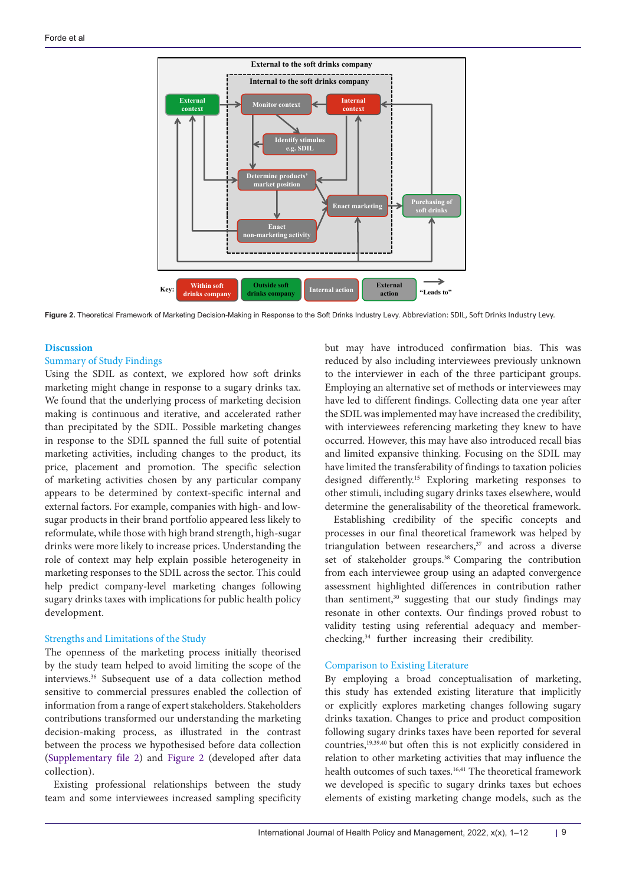Figure 2. Theoretical Framework of Marketing Decision-Making in Response to the Soft Drinks Industry Levy. Abbreviation: SDIL, Soft Drinks Industry Levy.

## Discussion

### Summary of Study Findings

Using the SDIL as context, we explored how soft drinks marketing might change in response to a sugary drinks tax. We found that the underlying marketing decision making is continuous and iterative, and accelerated rather than precipitated by the SDIL. Possible marketing changes in response to the SDIL spanned the full suite of potential marketing activities, including changes to the product, its price, placement and promotion. The specific selection of marketing activities chosen by any particular company appears to be determined by context-specific internal and external factors. For example, companies with high- and low-sugar products in their brand portfolio appeared less likely to reformulate, while those with high brand strength, high-sugar drinks were more likely to increase prices. Understanding the role of context may help explain possible heterogeneity in marketing responses to the SDIL across the sector. This could help predict company-level marketing changes following sugary drinks taxes with implications for public health policy development.

### Strengths and Limitations of the Study

The openness of the marketing process initially theorised by the study team helped to avoid limiting the scope of the interviews.[36] Subsequent use of a data collection method sensitive to commercial pressures enabled the collection of information from a range of expert stakeholders. Stakeholders contributions transformed our understanding the marketing decision-making process, as illustrated in the contrast between the process we hypothesised before data collection (Supplementary file 2) and Figure 2 (developed after data collection).

Existing professional relationships between the study team and some interviewees increased sampling specificity but may have introduced confirmation bias. This was reduced by also including interviewees previously unknown to the interviewer in each of the three participant groups. Employing an alternative set of methods or interviewees may have led to different findings. Collecting data one year after the SDIL was implemented may have increased the credibility, with interviewees referencing marketing they knew to have occurred. However, this may have also introduced recall bias and limited expansive thinking. Focusing on the SDIL may have limited the transferability of findings to taxation policies designed differently.[15] Exploring marketing responses to other stimuli, including sugary drinks taxes elsewhere, would determine the generalisability of the theoretical framework.

Establishing credibility of the specific concepts and processes in our final theoretical framework was helped by triangulation between researchers,[37] and across a diverse set of stakeholder groups.[38] Comparing the contribution from each interviewee group using an adapted convergence assessment highlighted differences in contribution rather than sentiment,[30] suggesting that our study findings may resonate in other contexts. Our findings proved robust to validity testing using referential adequacy and member-checking,[34] further increasing their credibility.

### Comparison to Existing Literature

By employing a broad conceptualisation of marketing, this study has extended existing literature that implicitly or explicitly explores marketing changes following sugary drinks taxation. Changes to price and product composition following sugary drinks taxes have been reported for several countries,[19,39,40] but often this is not explicitly considered in relation to other marketing activities that may influence the health outcomes of such taxes.[16,41] The theoretical framework we developed is specific to sugary drinks taxes but echoes elements of existing marketing change models, such as the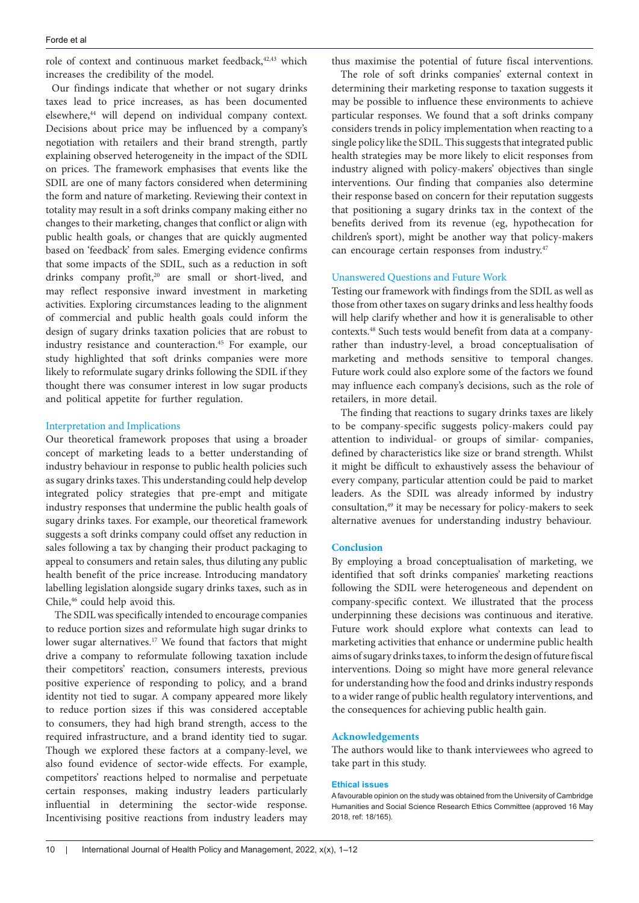role of context and continuous market feedback,[42,43] which increases the credibility of the model.

Our findings indicate that whether or not sugary drinks taxes lead to price increases, as has been documented elsewhere,[44] will depend on individual company context. Decisions about price may be influenced by a company's negotiation with retailers and their brand strength, partly explaining observed heterogeneity in the impact of the SDIL on prices. The framework emphasises that events like the SDIL are one of many factors considered when determining the form and nature of marketing. Reviewing their context in totality may result in a soft drinks company making either no changes to their marketing, changes that conflict or align with public health goals, or changes that are quickly augmented based on 'feedback' from sales. Emerging evidence confirms that some impacts of the SDIL, such as a reduction in soft drinks company profit,[20] are small or short-lived, and may reflect responsive inward investment in marketing activities. Exploring circumstances leading to the alignment of commercial and public health goals could inform the design of sugary drinks taxation policies that are robust to industry resistance and counteraction.[45] For example, our study highlighted that soft drinks companies were more likely to reformulate sugary drinks following the SDIL if they thought there was consumer interest in low sugar products and political appetite for further regulation.

### Interpretation and Implications

Our theoretical framework proposes that using a broader concept of marketing leads to a better understanding of industry behaviour in response to public health policies such as sugary drinks taxes. This understanding could help develop integrated policy strategies that pre-empt and mitigate industry responses that undermine the public health goals of sugary drinks taxes. For example, our theoretical framework suggests a soft drinks company could offset any reduction in sales following a tax by changing their product packaging to appeal to consumers and retain sales, thus diluting any public health benefit of the price increase. Introducing mandatory labelling legislation alongside sugary drinks taxes, such as in Chile,[46] could help avoid this.

The SDIL was specifically intended to encourage companies to reduce portion sizes and reformulate high sugar drinks to lower sugar alternatives.[17] We found that factors that might drive a company to reformulate following taxation include their competitors' reaction, consumers interests, previous positive experience of responding to policy, and a brand identity not tied to sugar. A company appeared more likely to reduce portion sizes if this was considered acceptable to consumers, they had high brand strength, access to the required infrastructure, and a brand identity tied to sugar. Though we explored these factors at a company-level, we also found evidence of sector-wide effects. For example, competitors' reactions helped to normalise and perpetuate certain responses, making industry leaders particularly influential in determining the sector-wide response. Incentivising positive reactions from industry leaders may thus maximise the potential of future fiscal interventions.

The role of soft drinks companies' external context in determining their marketing response to taxation suggests it may be possible to influence these environments to achieve particular responses. We found that a soft drinks company considers trends in policy implementation when reacting to a single policy like the SDIL. This suggests that integrated public health strategies may be more likely to elicit responses from industry aligned with policy-makers' objectives than single interventions. Our finding that companies also determine their response based on concern for their reputation suggests that positioning a sugary drinks tax in the context of the benefits derived from its revenue (eg, hypothecation for children's sport), might be another way that policy-makers can encourage certain responses from industry.[47]

### Unanswered Questions and Future Work

Testing our framework with findings from the SDIL as well as those from other taxes on sugary drinks and less healthy foods will help clarify whether and how it is generalisable to other contexts.[48] Such tests would benefit from data at a company- rather than industry-level, a broad conceptualisation of marketing and methods sensitive to temporal changes. Future work could also explore some of the factors we found may influence each company's decisions, such as the role of retailers, in more detail.

The finding that reactions to sugary drinks taxes are likely to be company-specific suggests policy-makers could pay attention to individual- or groups of similar- companies, defined by characteristics like size or brand strength. Whilst it might be difficult to exhaustively assess the behaviour of every company, particular attention could be paid to market leaders. As the SDIL was already informed by industry consultation,[49] it may be necessary for policy-makers to seek alternative avenues for understanding industry behaviour.

## Conclusion

By employing a broad conceptualisation of marketing, we identified that soft drinks companies' marketing reactions following the SDIL were heterogeneous and dependent on company-specific context. We illustrated that the process underpinning these decisions was continuous and iterative. Future work should explore what contexts can lead to marketing activities that enhance or undermine public health aims of sugary drinks taxes, to inform the design of future fiscal interventions. Doing so might have more general relevance for understanding how the food and drinks industry responds to a wider range of public health regulatory interventions, and the consequences for achieving public health gain.

## Acknowledgements

The authors would like to thank interviewees who agreed to take part in this study.

### Ethical issues

A favourable opinion on the study was obtained from the University of Cambridge Humanities and Social Science Research Ethics Committee (approved 16 May 2018, ref: 18/165).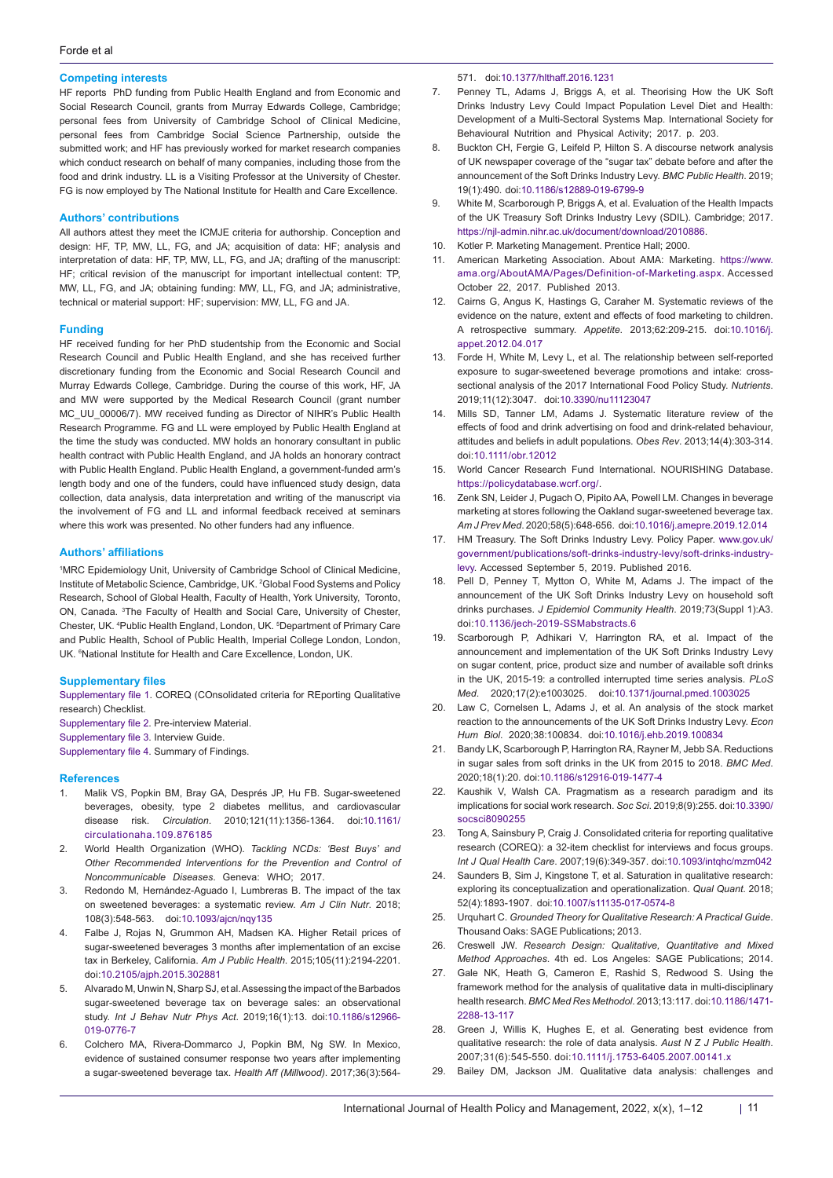## Competing interests

HF reports PhD funding from Public Health England and from Economic and Social Research Council, grants from Murray Edwards College, Cambridge; personal fees from University of Cambridge School of Clinical Medicine, personal fees from Cambridge Social Science Partnership, outside the submitted work; and HF has previously worked for market research companies which conduct research on behalf of many companies, including those from the food and drink industry. LL is a Visiting Professor at the University of Chester. FG is now employed by The National Institute for Health and Care Excellence.

## Authors' contributions

All authors attest they meet the ICMJE criteria for authorship. Conception and design: HF, TP, MW, LL, FG, and JA; acquisition of data: HF; analysis and interpretation of data: HF, TP, MW, LL, FG, and JA; drafting of the manuscript: HF; critical revision of the manuscript for important intellectual content: TP, MW, LL, FG, and JA; obtaining funding: MW, LL, FG, and JA; administrative, technical or material support: HF; supervision: MW, LL, FG and JA.

## Funding

HF received funding for her PhD studentship from the Economic and Social Research Council and Public Health England, and she has received further discretionary funding from the Economic and Social Research Council and Murray Edwards College, Cambridge. During the course of this work, HF, JA and MW were supported by the Medical Research Council (grant number MC_UU_00006/7). MW received funding as Director of NIHR's Public Health Research Programme. FG and LL were employed by Public Health England at the time the study was conducted. MW holds an honorary consultant in public health contract with Public Health England, and JA holds an honorary contract with Public Health England. Public Health England, a government-funded arm's length body and one of the funders, could have influenced study design, data collection, data analysis, data interpretation and writing of the manuscript via the involvement of FG and LL and informal feedback received at seminars where this work was presented. No other funders had any influence.

## Authors' affiliations

[1]MRC Epidemiology Unit, University of Cambridge School of Clinical Medicine, Institute of Metabolic Science, Cambridge, UK. [2]Global Food Systems and Policy Research, School of Global Health, Faculty of Health, York University, Toronto, ON, Canada. [3]The Faculty of Health and Social Care, University of Chester, Chester, UK. [4]Public Health England, London, UK. [5]Department of Primary Care and Public Health, School of Public Health, Imperial College London, London, UK. [6]National Institute for Health and Care Excellence, London, UK.

## Supplementary files

Supplementary file 1. COREQ (COnsolidated criteria for REporting Qualitative research) Checklist.
Supplementary file 2. Pre-interview Material.
Supplementary file 3. Interview Guide.
Supplementary file 4. Summary of Findings.

## References

1. Malik VS, Popkin BM, Bray GA, Després JP, Hu FB. Sugar-sweetened beverages, obesity, type 2 diabetes mellitus, and cardiovascular disease risk. *Circulation*. 2010;121(11):1356-1364. doi:10.1161/circulationaha.109.876185
2. World Health Organization (WHO). *Tackling NCDs: 'Best Buys' and Other Recommended Interventions for the Prevention and Control of Noncommunicable Diseases*. Geneva: WHO; 2017.
3. Redondo M, Hernández-Aguado I, Lumbreras B. The impact of the tax on sweetened beverages: a systematic review. *Am J Clin Nutr*. 2018; 108(3):548-563. doi:10.1093/ajcn/nqy135
4. Falbe J, Rojas N, Grummon AH, Madsen KA. Higher Retail prices of sugar-sweetened beverages 3 months after implementation of an excise tax in Berkeley, California. *Am J Public Health*. 2015;105(11):2194-2201. doi:10.2105/ajph.2015.302881
5. Alvarado M, Unwin N, Sharp SJ, et al. Assessing the impact of the Barbados sugar-sweetened beverage tax on beverage sales: an observational study. *Int J Behav Nutr Phys Act*. 2019;16(1):13. doi:10.1186/s12966-019-0776-7
6. Colchero MA, Rivera-Dommarco J, Popkin BM, Ng SW. In Mexico, evidence of sustained consumer response two years after implementing a sugar-sweetened beverage tax. *Health Aff (Millwood)*. 2017;36(3):564-571. doi:10.1377/hlthaff.2016.1231
7. Penney TL, Adams J, Briggs A, et al. Theorising How the UK Soft Drinks Industry Levy Could Impact Population Level Diet and Health: Development of a Multi-Sectoral Systems Map. International Society for Behavioural Nutrition and Physical Activity; 2017. p. 203.
8. Buckton CH, Fergie G, Leifeld P, Hilton S. A discourse network analysis of UK newspaper coverage of the "sugar tax" debate before and after the announcement of the Soft Drinks Industry Levy. *BMC Public Health*. 2019; 19(1):490. doi:10.1186/s12889-019-6799-9
9. White M, Scarborough P, Briggs A, et al. Evaluation of the Health Impacts of the UK Treasury Soft Drinks Industry Levy (SDIL). Cambridge; 2017. https://njl-admin.nihr.ac.uk/document/download/2010886.
10. Kotler P. Marketing Management. Prentice Hall; 2000.
11. American Marketing Association. About AMA: Marketing. https://www.ama.org/AboutAMA/Pages/Definition-of-Marketing.aspx. Accessed October 22, 2017. Published 2013.
12. Cairns G, Angus K, Hastings G, Caraher M. Systematic reviews of the evidence on the nature, extent and effects of food marketing to children. A retrospective summary. *Appetite*. 2013;62:209-215. doi:10.1016/j.appet.2012.04.017
13. Forde H, White M, Levy L, et al. The relationship between self-reported exposure to sugar-sweetened beverage promotions and intake: cross-sectional analysis of the 2017 International Food Policy Study. *Nutrients*. 2019;11(12):3047. doi:10.3390/nu11123047
14. Mills SD, Tanner LM, Adams J. Systematic literature review of the effects of food and drink advertising on food and drink-related behaviour, attitudes and beliefs in adult populations. *Obes Rev*. 2013;14(4):303-314. doi:10.1111/obr.12012
15. World Cancer Research Fund International. NOURISHING Database. https://policydatabase.wcrf.org/.
16. Zenk SN, Leider J, Pugach O, Pipito AA, Powell LM. Changes in beverage marketing at stores following the Oakland sugar-sweetened beverage tax. *Am J Prev Med*. 2020;58(5):648-656. doi:10.1016/j.amepre.2019.12.014
17. HM Treasury. The Soft Drinks Industry Levy. Policy Paper. www.gov.uk/government/publications/soft-drinks-industry-levy/soft-drinks-industry-levy. Accessed September 5, 2019. Published 2016.
18. Pell D, Penney T, Mytton O, White M, Adams J. The impact of the announcement of the UK Soft Drinks Industry Levy on household soft drinks purchases. *J Epidemiol Community Health*. 2019;73(Suppl 1):A3. doi:10.1136/jech-2019-SSMabstracts.6
19. Scarborough P, Adhikari V, Harrington RA, et al. Impact of the announcement and implementation of the UK Soft Drinks Industry Levy on sugar content, price, product size and number of available soft drinks in the UK, 2015-19: a controlled interrupted time series analysis. *PLoS Med*. 2020;17(2):e1003025. doi:10.1371/journal.pmed.1003025
20. Law C, Cornelsen L, Adams J, et al. An analysis of the stock market reaction to the announcements of the UK Soft Drinks Industry Levy. *Econ Hum Biol*. 2020;38:100834. doi:10.1016/j.ehb.2019.100834
21. Bandy LK, Scarborough P, Harrington RA, Rayner M, Jebb SA. Reductions in sugar sales from soft drinks in the UK from 2015 to 2018. *BMC Med*. 2020;18(1):20. doi:10.1186/s12916-019-1477-4
22. Kaushik V, Walsh CA. Pragmatism as a research paradigm and its implications for social work research. *Soc Sci*. 2019;8(9):255. doi:10.3390/socsci8090255
23. Tong A, Sainsbury P, Craig J. Consolidated criteria for reporting qualitative research (COREQ): a 32-item checklist for interviews and focus groups. *Int J Qual Health Care*. 2007;19(6):349-357. doi:10.1093/intqhc/mzm042
24. Saunders B, Sim J, Kingstone T, et al. Saturation in qualitative research: exploring its conceptualization and operationalization. *Qual Quant*. 2018; 52(4):1893-1907. doi:10.1007/s11135-017-0574-8
25. Urquhart C. *Grounded Theory for Qualitative Research: A Practical Guide*. Thousand Oaks: SAGE Publications; 2013.
26. Creswell JW. *Research Design: Qualitative, Quantitative and Mixed Method Approaches*. 4th ed. Los Angeles: SAGE Publications; 2014.
27. Gale NK, Heath G, Cameron E, Rashid S, Redwood S. Using the framework method for the analysis of qualitative data in multi-disciplinary health research. *BMC Med Res Methodol*. 2013;13:117. doi:10.1186/1471-2288-13-117
28. Green J, Willis K, Hughes E, et al. Generating best evidence from qualitative research: the role of data analysis. *Aust N Z J Public Health*. 2007;31(6):545-550. doi:10.1111/j.1753-6405.2007.00141.x
29. Bailey DM, Jackson JM. Qualitative data analysis: challenges and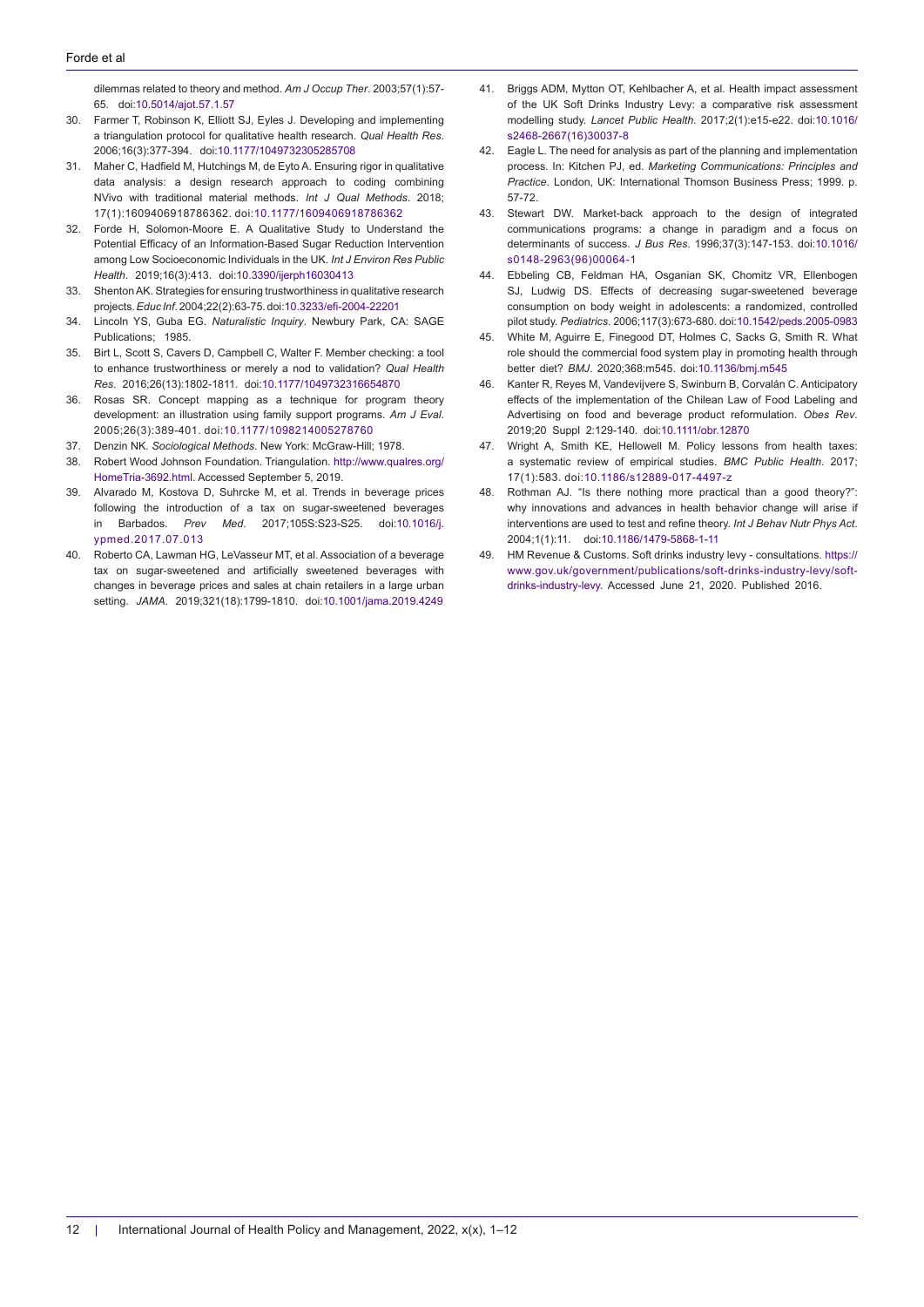dilemmas related to theory and method. *Am J Occup Ther*. 2003;57(1):57-65. doi:10.5014/ajot.57.1.57

30. Farmer T, Robinson K, Elliott SJ, Eyles J. Developing and implementing a triangulation protocol for qualitative health research. *Qual Health Res*. 2006;16(3):377-394. doi:10.1177/1049732305285708
31. Maher C, Hadfield M, Hutchings M, de Eyto A. Ensuring rigor in qualitative data analysis: a design research approach to coding combining NVivo with traditional material methods. *Int J Qual Methods*. 2018; 17(1):1609406918786362. doi:10.1177/1609406918786362
32. Forde H, Solomon-Moore E. A Qualitative Study to Understand the Potential Efficacy of an Information-Based Sugar Reduction Intervention among Low Socioeconomic Individuals in the UK. *Int J Environ Res Public Health*. 2019;16(3):413. doi:10.3390/ijerph16030413
33. Shenton AK. Strategies for ensuring trustworthiness in qualitative research projects. *Educ Inf*. 2004;22(2):63-75. doi:10.3233/efi-2004-22201
34. Lincoln YS, Guba EG. *Naturalistic Inquiry*. Newbury Park, CA: SAGE Publications; 1985.
35. Birt L, Scott S, Cavers D, Campbell C, Walter F. Member checking: a tool to enhance trustworthiness or merely a nod to validation? *Qual Health Res*. 2016;26(13):1802-1811. doi:10.1177/1049732316654870
36. Rosas SR. Concept mapping as a technique for program theory development: an illustration using family support programs. *Am J Eval*. 2005;26(3):389-401. doi:10.1177/1098214005278760
37. Denzin NK. *Sociological Methods*. New York: McGraw-Hill; 1978.
38. Robert Wood Johnson Foundation. Triangulation. http://www.qualres.org/HomeTria-3692.html. Accessed September 5, 2019.
39. Alvarado M, Kostova D, Suhrcke M, et al. Trends in beverage prices following the introduction of a tax on sugar-sweetened beverages in Barbados. *Prev Med*. 2017;105S:S23-S25. doi:10.1016/j.ypmed.2017.07.013
40. Roberto CA, Lawman HG, LeVasseur MT, et al. Association of a beverage tax on sugar-sweetened and artificially sweetened beverages with changes in beverage prices and sales at chain retailers in a large urban setting. *JAMA*. 2019;321(18):1799-1810. doi:10.1001/jama.2019.4249
41. Briggs ADM, Mytton OT, Kehlbacher A, et al. Health impact assessment of the UK Soft Drinks Industry Levy: a comparative risk assessment modelling study. *Lancet Public Health*. 2017;2(1):e15-e22. doi:10.1016/s2468-2667(16)30037-8
42. Eagle L. The need for analysis as part of the planning and implementation process. In: Kitchen PJ, ed. *Marketing Communications: Principles and Practice*. London, UK: International Thomson Business Press; 1999. p. 57-72.
43. Stewart DW. Market-back approach to the design of integrated communications programs: a change in paradigm and a focus on determinants of success. *J Bus Res*. 1996;37(3):147-153. doi:10.1016/s0148-2963(96)00064-1
44. Ebbeling CB, Feldman HA, Osganian SK, Chomitz VR, Ellenbogen SJ, Ludwig DS. Effects of decreasing sugar-sweetened beverage consumption on body weight in adolescents: a randomized, controlled pilot study. *Pediatrics*. 2006;117(3):673-680. doi:10.1542/peds.2005-0983
45. White M, Aguirre E, Finegood DT, Holmes C, Sacks G, Smith R. What role should the commercial food system play in promoting health through better diet? *BMJ*. 2020;368:m545. doi:10.1136/bmj.m545
46. Kanter R, Reyes M, Vandevijvere S, Swinburn B, Corvalán C. Anticipatory effects of the implementation of the Chilean Law of Food Labeling and Advertising on food and beverage product reformulation. *Obes Rev*. 2019;20 Suppl 2:129-140. doi:10.1111/obr.12870
47. Wright A, Smith KE, Hellowell M. Policy lessons from health taxes: a systematic review of empirical studies. *BMC Public Health*. 2017; 17(1):583. doi:10.1186/s12889-017-4497-z
48. Rothman AJ. "Is there nothing more practical than a good theory?": why innovations and advances in health behavior change will arise if interventions are used to test and refine theory. *Int J Behav Nutr Phys Act*. 2004;1(1):11. doi:10.1186/1479-5868-1-11
49. HM Revenue & Customs. Soft drinks industry levy - consultations. https://www.gov.uk/government/publications/soft-drinks-industry-levy/soft-drinks-industry-levy. Accessed June 21, 2020. Published 2016.